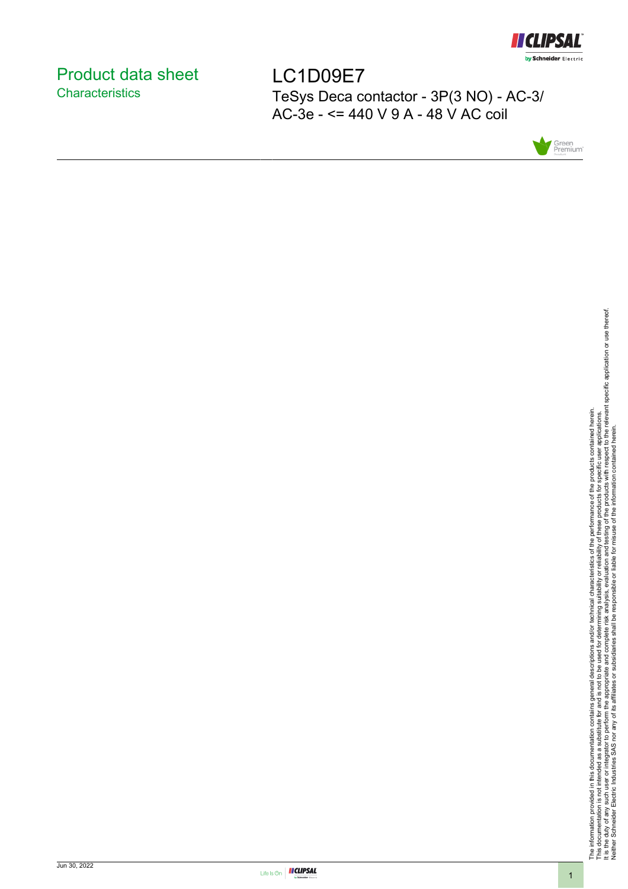# Product data sheet

## Characteristics

# LC1D09E7

TeSys Deca contactor - 3P(3 NO) - AC-3/ AC-3e - <= 440 V 9 A - 48 V AC coil

The information provided in this documentation contains general descriptions and/or technical characteristics of the performance of the products contained herein.
This documentation is not intended as a substitute for and is not to be used for determining suitability or reliability of these products for specific user applications.
It is the duty of any such user or integrator to perform the appropriate and complete risk analysis, evaluation and testing of the products with respect to the relevant specific application or use thereof.
Neither Schneider Electric Industries SAS nor any of its affiliates or subsidiaries shall be responsible or liable for misuse of the information contained herein.

Jun 30, 2022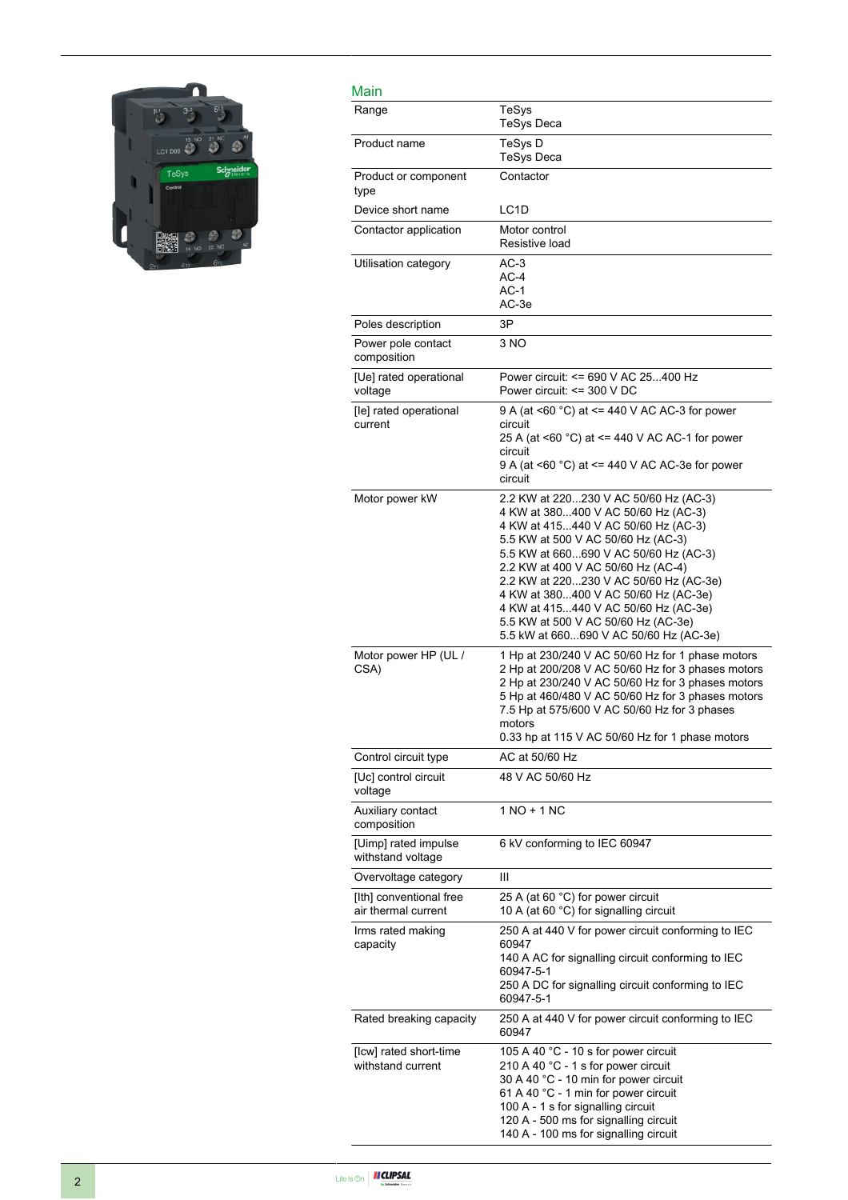## Main

| | |
|---|---|
| Range | TeSys<br>TeSys Deca |
| Product name | TeSys D<br>TeSys Deca |
| Product or component type | Contactor |
| Device short name | LC1D |
| Contactor application | Motor control<br>Resistive load |
| Utilisation category | AC-3<br>AC-4<br>AC-1<br>AC-3e |
| Poles description | 3P |
| Power pole contact composition | 3 NO |
| [Ue] rated operational voltage | Power circuit: <= 690 V AC 25...400 Hz<br>Power circuit: <= 300 V DC |
| [Ie] rated operational current | 9 A (at <60 °C) at <= 440 V AC AC-3 for power circuit<br>25 A (at <60 °C) at <= 440 V AC AC-1 for power circuit<br>9 A (at <60 °C) at <= 440 V AC AC-3e for power circuit |
| Motor power kW | 2.2 KW at 220...230 V AC 50/60 Hz (AC-3)<br>4 KW at 380...400 V AC 50/60 Hz (AC-3)<br>4 KW at 415...440 V AC 50/60 Hz (AC-3)<br>5.5 KW at 500 V AC 50/60 Hz (AC-3)<br>5.5 KW at 660...690 V AC 50/60 Hz (AC-3)<br>2.2 KW at 400 V AC 50/60 Hz (AC-4)<br>2.2 KW at 220...230 V AC 50/60 Hz (AC-3e)<br>4 KW at 380...400 V AC 50/60 Hz (AC-3e)<br>4 KW at 415...440 V AC 50/60 Hz (AC-3e)<br>5.5 KW at 500 V AC 50/60 Hz (AC-3e)<br>5.5 kW at 660...690 V AC 50/60 Hz (AC-3e) |
| Motor power HP (UL / CSA) | 1 Hp at 230/240 V AC 50/60 Hz for 1 phase motors<br>2 Hp at 200/208 V AC 50/60 Hz for 3 phases motors<br>2 Hp at 230/240 V AC 50/60 Hz for 3 phases motors<br>5 Hp at 460/480 V AC 50/60 Hz for 3 phases motors<br>7.5 Hp at 575/600 V AC 50/60 Hz for 3 phases motors<br>0.33 hp at 115 V AC 50/60 Hz for 1 phase motors |
| Control circuit type | AC at 50/60 Hz |
| [Uc] control circuit voltage | 48 V AC 50/60 Hz |
| Auxiliary contact composition | 1 NO + 1 NC |
| [Uimp] rated impulse withstand voltage | 6 kV conforming to IEC 60947 |
| Overvoltage category | III |
| [Ith] conventional free air thermal current | 25 A (at 60 °C) for power circuit<br>10 A (at 60 °C) for signalling circuit |
| Irms rated making capacity | 250 A at 440 V for power circuit conforming to IEC 60947<br>140 A AC for signalling circuit conforming to IEC 60947-5-1<br>250 A DC for signalling circuit conforming to IEC 60947-5-1 |
| Rated breaking capacity | 250 A at 440 V for power circuit conforming to IEC 60947 |
| [Icw] rated short-time withstand current | 105 A 40 °C - 10 s for power circuit<br>210 A 40 °C - 1 s for power circuit<br>30 A 40 °C - 10 min for power circuit<br>61 A 40 °C - 1 min for power circuit<br>100 A - 1 s for signalling circuit<br>120 A - 500 ms for signalling circuit<br>140 A - 100 ms for signalling circuit |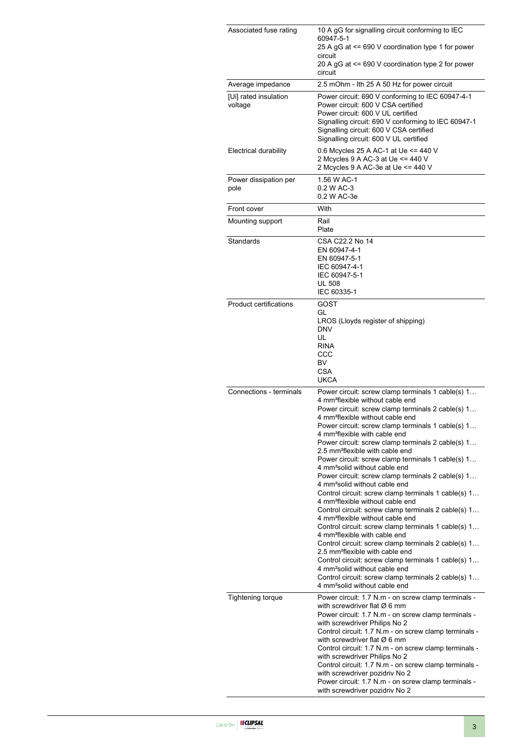| | |
|---|---|
| Associated fuse rating | 10 A gG for signalling circuit conforming to IEC 60947-5-1<br>25 A gG at <= 690 V coordination type 1 for power circuit<br>20 A gG at <= 690 V coordination type 2 for power circuit |
| Average impedance | 2.5 mOhm - Ith 25 A 50 Hz for power circuit |
| [Ui] rated insulation voltage | Power circuit: 690 V conforming to IEC 60947-4-1<br>Power circuit: 600 V CSA certified<br>Power circuit: 600 V UL certified<br>Signalling circuit: 690 V conforming to IEC 60947-1<br>Signalling circuit: 600 V CSA certified<br>Signalling circuit: 600 V UL certified |
| Electrical durability | 0.6 Mcycles 25 A AC-1 at Ue <= 440 V<br>2 Mcycles 9 A AC-3 at Ue <= 440 V<br>2 Mcycles 9 A AC-3e at Ue <= 440 V |
| Power dissipation per pole | 1.56 W AC-1<br>0.2 W AC-3<br>0.2 W AC-3e |
| Front cover | With |
| Mounting support | Rail<br>Plate |
| Standards | CSA C22.2 No 14<br>EN 60947-4-1<br>EN 60947-5-1<br>IEC 60947-4-1<br>IEC 60947-5-1<br>UL 508<br>IEC 60335-1 |
| Product certifications | GOST<br>GL<br>LROS (Lloyds register of shipping)<br>DNV<br>UL<br>RINA<br>CCC<br>BV<br>CSA<br>UKCA |
| Connections - terminals | Power circuit: screw clamp terminals 1 cable(s) 1…4 mm²flexible without cable end<br>Power circuit: screw clamp terminals 2 cable(s) 1…4 mm²flexible without cable end<br>Power circuit: screw clamp terminals 1 cable(s) 1…4 mm²flexible with cable end<br>Power circuit: screw clamp terminals 2 cable(s) 1…2.5 mm²flexible with cable end<br>Power circuit: screw clamp terminals 1 cable(s) 1…4 mm²solid without cable end<br>Power circuit: screw clamp terminals 2 cable(s) 1…4 mm²solid without cable end<br>Control circuit: screw clamp terminals 1 cable(s) 1…4 mm²flexible without cable end<br>Control circuit: screw clamp terminals 2 cable(s) 1…4 mm²flexible without cable end<br>Control circuit: screw clamp terminals 1 cable(s) 1…4 mm²flexible with cable end<br>Control circuit: screw clamp terminals 2 cable(s) 1…2.5 mm²flexible with cable end<br>Control circuit: screw clamp terminals 1 cable(s) 1…4 mm²solid without cable end<br>Control circuit: screw clamp terminals 2 cable(s) 1…4 mm²solid without cable end |
| Tightening torque | Power circuit: 1.7 N.m - on screw clamp terminals - with screwdriver flat Ø 6 mm<br>Power circuit: 1.7 N.m - on screw clamp terminals - with screwdriver Philips No 2<br>Control circuit: 1.7 N.m - on screw clamp terminals - with screwdriver flat Ø 6 mm<br>Control circuit: 1.7 N.m - on screw clamp terminals - with screwdriver Philips No 2<br>Control circuit: 1.7 N.m - on screw clamp terminals - with screwdriver pozidriv No 2<br>Power circuit: 1.7 N.m - on screw clamp terminals - with screwdriver pozidriv No 2 |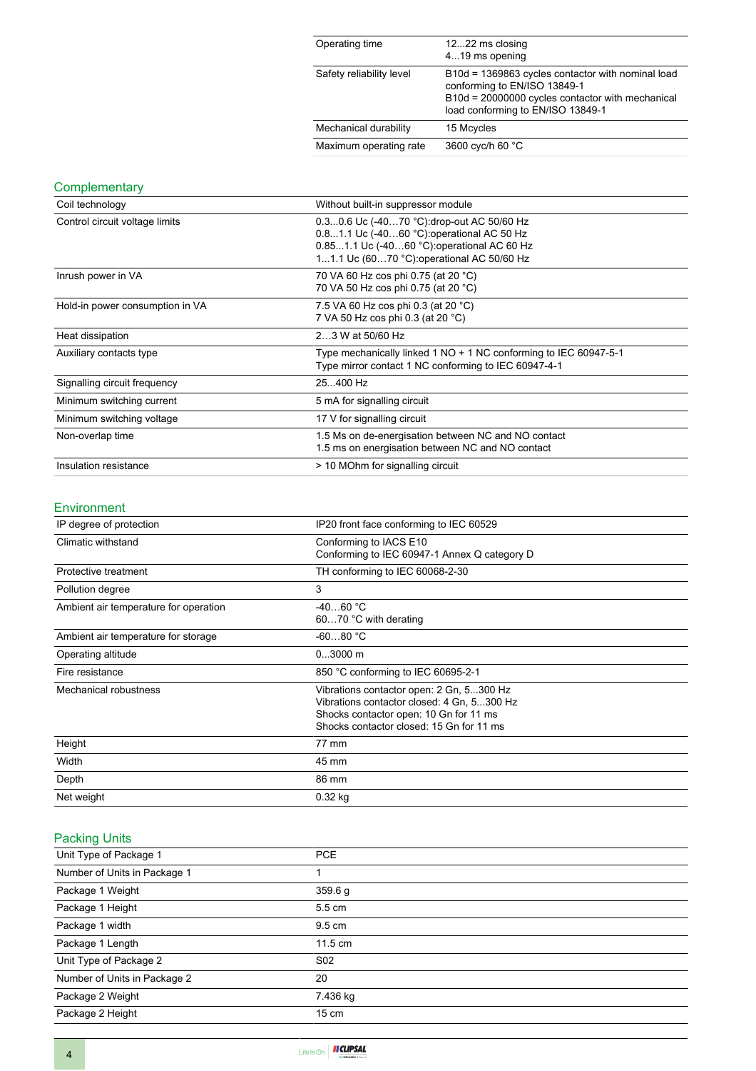| | |
|---|---|
| Operating time | 12...22 ms closing<br>4...19 ms opening |
| Safety reliability level | B10d = 1369863 cycles contactor with nominal load conforming to EN/ISO 13849-1<br>B10d = 20000000 cycles contactor with mechanical load conforming to EN/ISO 13849-1 |
| Mechanical durability | 15 Mcycles |
| Maximum operating rate | 3600 cyc/h 60 °C |

## Complementary

| | |
|---|---|
| Coil technology | Without built-in suppressor module |
| Control circuit voltage limits | 0.3...0.6 Uc (-40…70 °C):drop-out AC 50/60 Hz<br>0.8...1.1 Uc (-40…60 °C):operational AC 50 Hz<br>0.85...1.1 Uc (-40…60 °C):operational AC 60 Hz<br>1...1.1 Uc (60…70 °C):operational AC 50/60 Hz |
| Inrush power in VA | 70 VA 60 Hz cos phi 0.75 (at 20 °C)<br>70 VA 50 Hz cos phi 0.75 (at 20 °C) |
| Hold-in power consumption in VA | 7.5 VA 60 Hz cos phi 0.3 (at 20 °C)<br>7 VA 50 Hz cos phi 0.3 (at 20 °C) |
| Heat dissipation | 2…3 W at 50/60 Hz |
| Auxiliary contacts type | Type mechanically linked 1 NO + 1 NC conforming to IEC 60947-5-1<br>Type mirror contact 1 NC conforming to IEC 60947-4-1 |
| Signalling circuit frequency | 25...400 Hz |
| Minimum switching current | 5 mA for signalling circuit |
| Minimum switching voltage | 17 V for signalling circuit |
| Non-overlap time | 1.5 Ms on de-energisation between NC and NO contact<br>1.5 ms on energisation between NC and NO contact |
| Insulation resistance | > 10 MOhm for signalling circuit |

## Environment

| | |
|---|---|
| IP degree of protection | IP20 front face conforming to IEC 60529 |
| Climatic withstand | Conforming to IACS E10<br>Conforming to IEC 60947-1 Annex Q category D |
| Protective treatment | TH conforming to IEC 60068-2-30 |
| Pollution degree | 3 |
| Ambient air temperature for operation | -40…60 °C<br>60…70 °C with derating |
| Ambient air temperature for storage | -60...80 °C |
| Operating altitude | 0...3000 m |
| Fire resistance | 850 °C conforming to IEC 60695-2-1 |
| Mechanical robustness | Vibrations contactor open: 2 Gn, 5...300 Hz<br>Vibrations contactor closed: 4 Gn, 5...300 Hz<br>Shocks contactor open: 10 Gn for 11 ms<br>Shocks contactor closed: 15 Gn for 11 ms |
| Height | 77 mm |
| Width | 45 mm |
| Depth | 86 mm |
| Net weight | 0.32 kg |

## Packing Units

| | |
|---|---|
| Unit Type of Package 1 | PCE |
| Number of Units in Package 1 | 1 |
| Package 1 Weight | 359.6 g |
| Package 1 Height | 5.5 cm |
| Package 1 width | 9.5 cm |
| Package 1 Length | 11.5 cm |
| Unit Type of Package 2 | S02 |
| Number of Units in Package 2 | 20 |
| Package 2 Weight | 7.436 kg |
| Package 2 Height | 15 cm |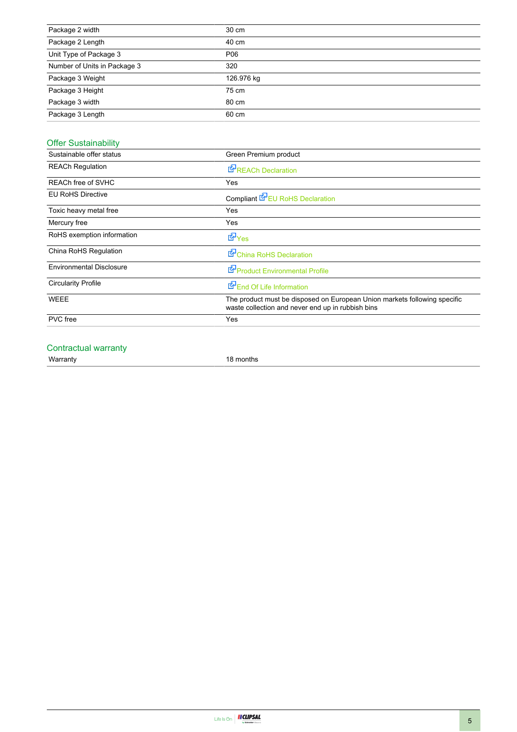| | |
|---|---|
| Package 2 width | 30 cm |
| Package 2 Length | 40 cm |
| Unit Type of Package 3 | P06 |
| Number of Units in Package 3 | 320 |
| Package 3 Weight | 126.976 kg |
| Package 3 Height | 75 cm |
| Package 3 width | 80 cm |
| Package 3 Length | 60 cm |

## Offer Sustainability

| | |
|---|---|
| Sustainable offer status | Green Premium product |
| REACh Regulation | REACh Declaration |
| REACh free of SVHC | Yes |
| EU RoHS Directive | Compliant EU RoHS Declaration |
| Toxic heavy metal free | Yes |
| Mercury free | Yes |
| RoHS exemption information | Yes |
| China RoHS Regulation | China RoHS Declaration |
| Environmental Disclosure | Product Environmental Profile |
| Circularity Profile | End Of Life Information |
| WEEE | The product must be disposed on European Union markets following specific waste collection and never end up in rubbish bins |
| PVC free | Yes |

## Contractual warranty

| | |
|---|---|
| Warranty | 18 months |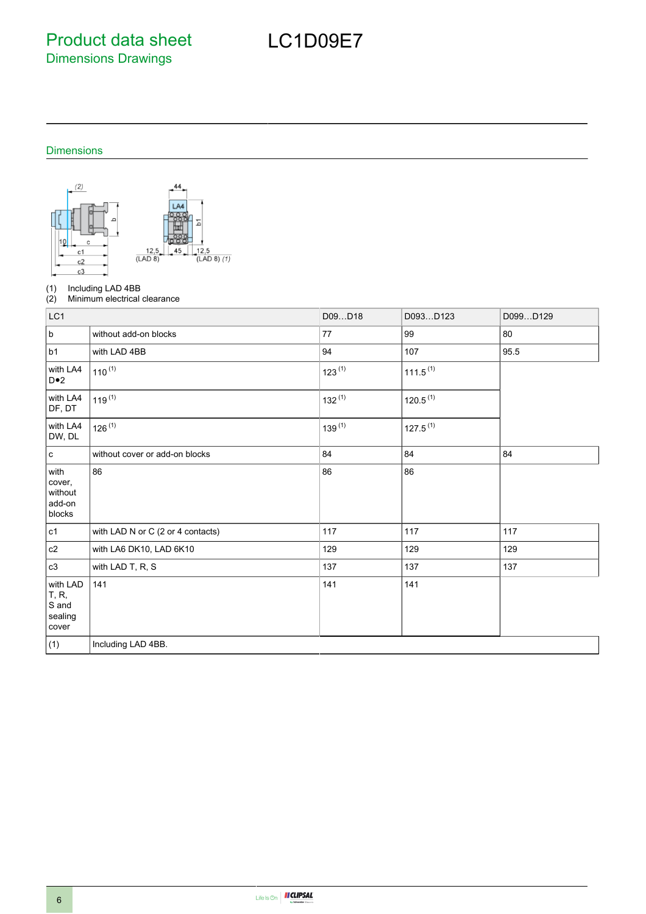# Product data sheet
## Dimensions Drawings

# LC1D09E7

### Dimensions

(1) Including LAD 4BB
(2) Minimum electrical clearance

| LC1 | | D09…D18 | D093…D123 | D099…D129 |
| --- | --- | --- | --- | --- |
| b | without add-on blocks | 77 | 99 | 80 |
| b1 | with LAD 4BB | 94 | 107 | 95.5 |
| with LA4 D•2 | 110 (1) | 123 (1) | 111.5 (1) | |
| with LA4 DF, DT | 119 (1) | 132 (1) | 120.5 (1) | |
| with LA4 DW, DL | 126 (1) | 139 (1) | 127.5 (1) | |
| c | without cover or add-on blocks | 84 | 84 | 84 |
| with cover, without add-on blocks | 86 | 86 | 86 | |
| c1 | with LAD N or C (2 or 4 contacts) | 117 | 117 | 117 |
| c2 | with LA6 DK10, LAD 6K10 | 129 | 129 | 129 |
| c3 | with LAD T, R, S | 137 | 137 | 137 |
| with LAD T, R, S and sealing cover | 141 | 141 | 141 | |
| (1) | Including LAD 4BB. | | | |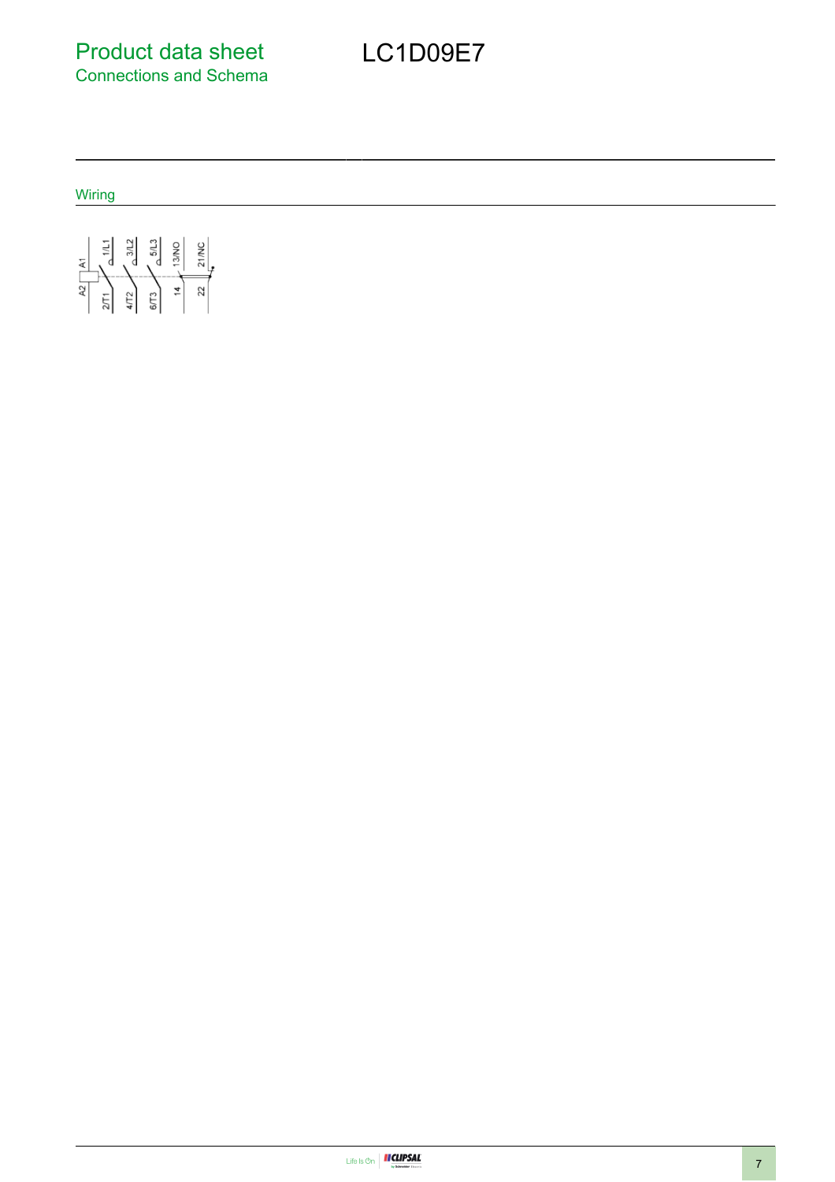# Product data sheet
## Connections and Schema

# LC1D09E7

### Wiring

A1
A2
1/L1
2/T1
3/L2
4/T2
5/L3
6/T3
13/NO
14
21/NC
22